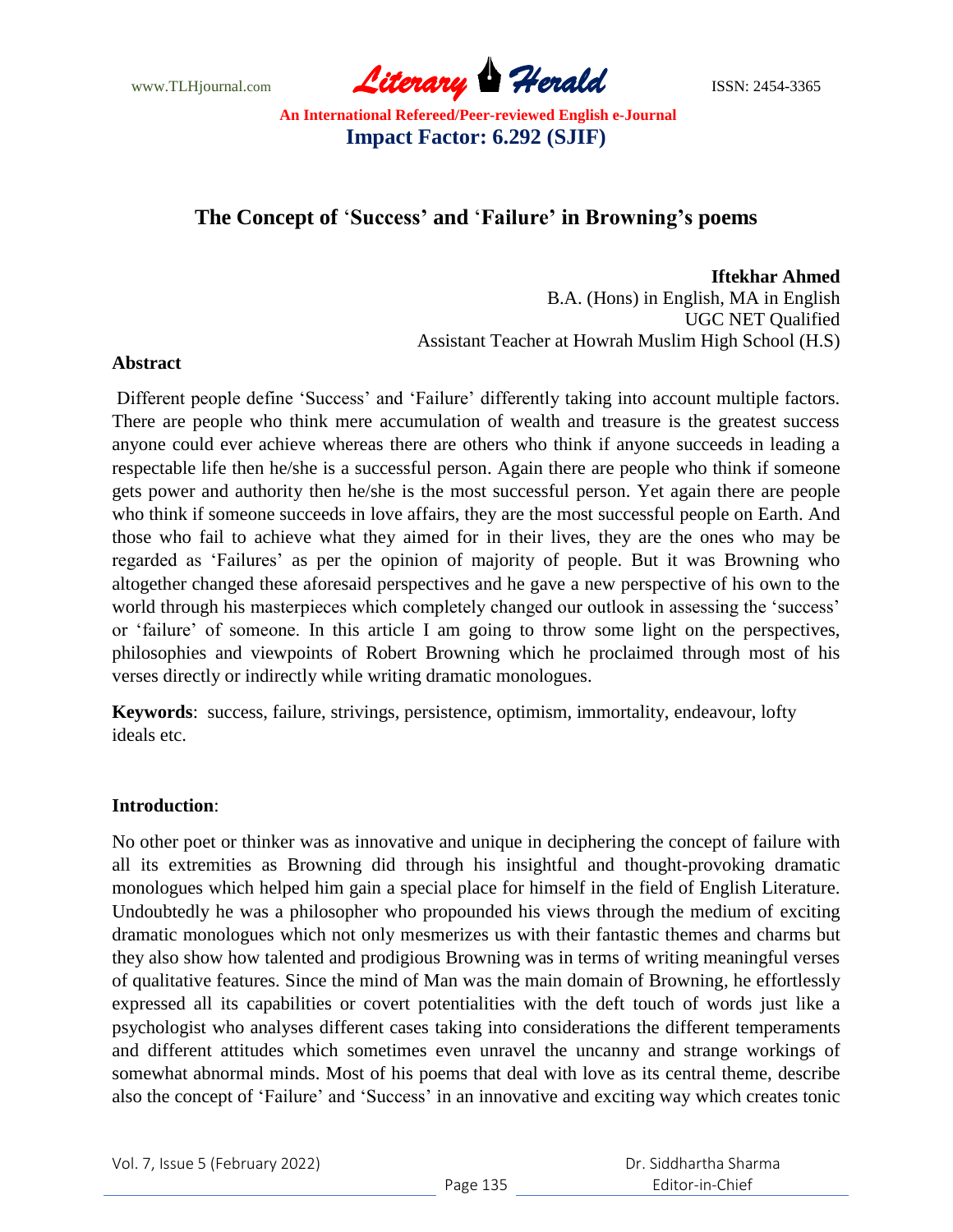# The Concept of 'Success' and 'Failure' in Browning's poems

**Iftekhar Ahmed**
B.A. (Hons) in English, MA in English
UGC NET Qualified
Assistant Teacher at Howrah Muslim High School (H.S)

## Abstract

Different people define 'Success' and 'Failure' differently taking into account multiple factors. There are people who think mere accumulation of wealth and treasure is the greatest success anyone could ever achieve whereas there are others who think if anyone succeeds in leading a respectable life then he/she is a successful person. Again there are people who think if someone gets power and authority then he/she is the most successful person. Yet again there are people who think if someone succeeds in love affairs, they are the most successful people on Earth. And those who fail to achieve what they aimed for in their lives, they are the ones who may be regarded as 'Failures' as per the opinion of majority of people. But it was Browning who altogether changed these aforesaid perspectives and he gave a new perspective of his own to the world through his masterpieces which completely changed our outlook in assessing the 'success' or 'failure' of someone. In this article I am going to throw some light on the perspectives, philosophies and viewpoints of Robert Browning which he proclaimed through most of his verses directly or indirectly while writing dramatic monologues.

**Keywords**: success, failure, strivings, persistence, optimism, immortality, endeavour, lofty ideals etc.

## Introduction:

No other poet or thinker was as innovative and unique in deciphering the concept of failure with all its extremities as Browning did through his insightful and thought-provoking dramatic monologues which helped him gain a special place for himself in the field of English Literature. Undoubtedly he was a philosopher who propounded his views through the medium of exciting dramatic monologues which not only mesmerizes us with their fantastic themes and charms but they also show how talented and prodigious Browning was in terms of writing meaningful verses of qualitative features. Since the mind of Man was the main domain of Browning, he effortlessly expressed all its capabilities or covert potentialities with the deft touch of words just like a psychologist who analyses different cases taking into considerations the different temperaments and different attitudes which sometimes even unravel the uncanny and strange workings of somewhat abnormal minds. Most of his poems that deal with love as its central theme, describe also the concept of 'Failure' and 'Success' in an innovative and exciting way which creates tonic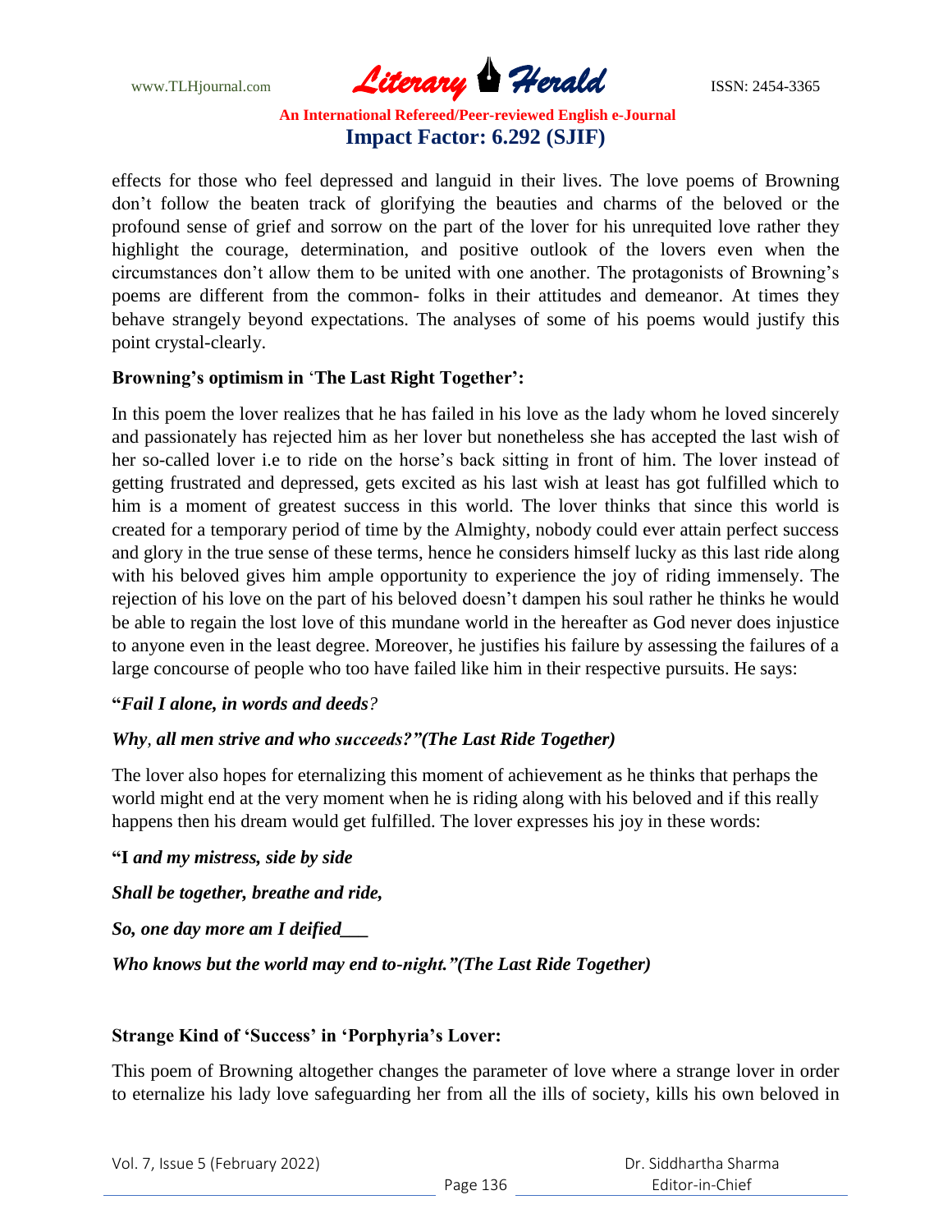effects for those who feel depressed and languid in their lives. The love poems of Browning don't follow the beaten track of glorifying the beauties and charms of the beloved or the profound sense of grief and sorrow on the part of the lover for his unrequited love rather they highlight the courage, determination, and positive outlook of the lovers even when the circumstances don't allow them to be united with one another. The protagonists of Browning's poems are different from the common- folks in their attitudes and demeanor. At times they behave strangely beyond expectations. The analyses of some of his poems would justify this point crystal-clearly.

**Browning's optimism in 'The Last Right Together':**

In this poem the lover realizes that he has failed in his love as the lady whom he loved sincerely and passionately has rejected him as her lover but nonetheless she has accepted the last wish of her so-called lover i.e to ride on the horse's back sitting in front of him. The lover instead of getting frustrated and depressed, gets excited as his last wish at least has got fulfilled which to him is a moment of greatest success in this world. The lover thinks that since this world is created for a temporary period of time by the Almighty, nobody could ever attain perfect success and glory in the true sense of these terms, hence he considers himself lucky as this last ride along with his beloved gives him ample opportunity to experience the joy of riding immensely. The rejection of his love on the part of his beloved doesn't dampen his soul rather he thinks he would be able to regain the lost love of this mundane world in the hereafter as God never does injustice to anyone even in the least degree. Moreover, he justifies his failure by assessing the failures of a large concourse of people who too have failed like him in their respective pursuits. He says:

**"*Fail I alone, in words and deeds?***

***Why, all men strive and who succeeds?"(The Last Ride Together)***

The lover also hopes for eternalizing this moment of achievement as he thinks that perhaps the world might end at the very moment when he is riding along with his beloved and if this really happens then his dream would get fulfilled. The lover expresses his joy in these words:

**"I *and my mistress, side by side***

***Shall be together, breathe and ride,***

***So, one day more am I deified___***

***Who knows but the world may end to-night."(The Last Ride Together)***

**Strange Kind of 'Success' in 'Porphyria's Lover:**

This poem of Browning altogether changes the parameter of love where a strange lover in order to eternalize his lady love safeguarding her from all the ills of society, kills his own beloved in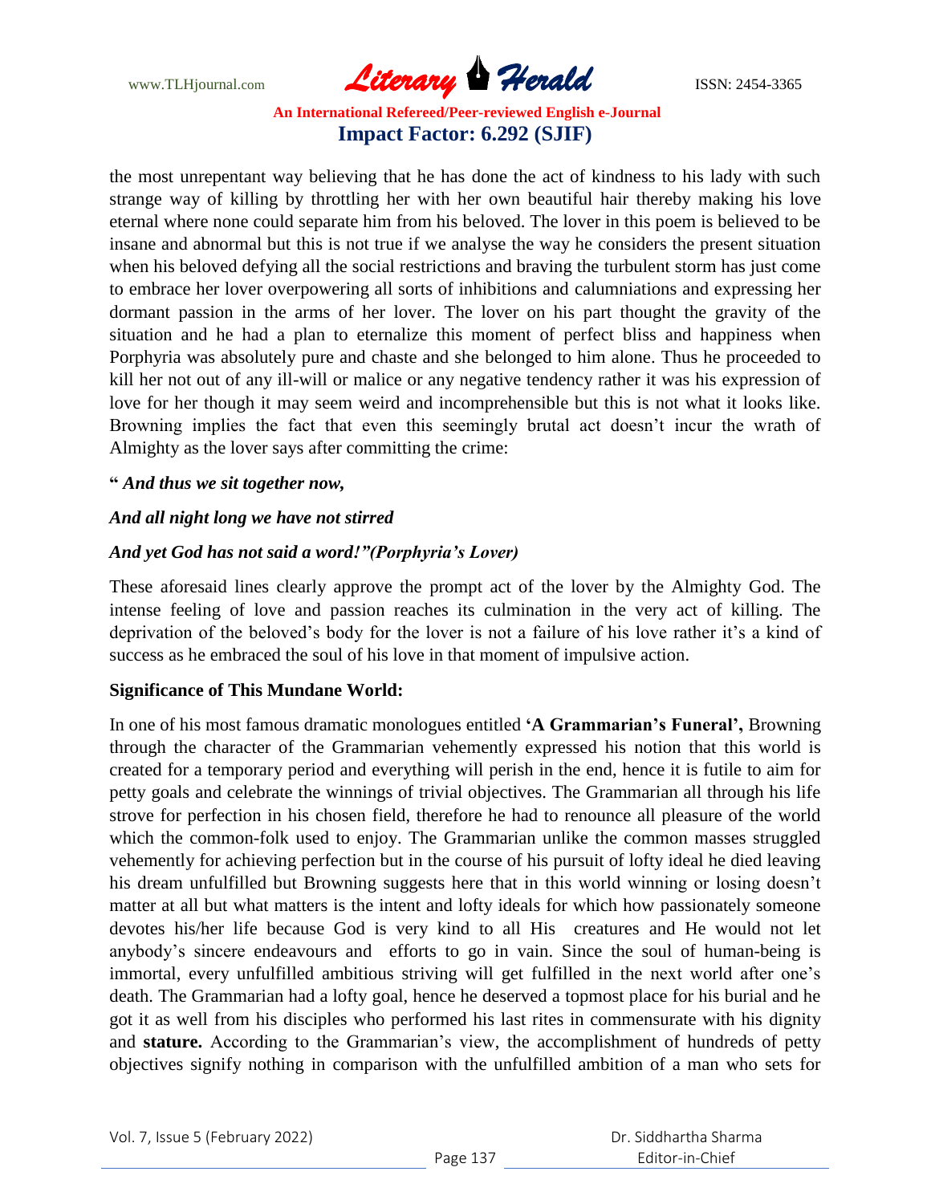the most unrepentant way believing that he has done the act of kindness to his lady with such strange way of killing by throttling her with her own beautiful hair thereby making his love eternal where none could separate him from his beloved. The lover in this poem is believed to be insane and abnormal but this is not true if we analyse the way he considers the present situation when his beloved defying all the social restrictions and braving the turbulent storm has just come to embrace her lover overpowering all sorts of inhibitions and calumniations and expressing her dormant passion in the arms of her lover. The lover on his part thought the gravity of the situation and he had a plan to eternalize this moment of perfect bliss and happiness when Porphyria was absolutely pure and chaste and she belonged to him alone. Thus he proceeded to kill her not out of any ill-will or malice or any negative tendency rather it was his expression of love for her though it may seem weird and incomprehensible but this is not what it looks like. Browning implies the fact that even this seemingly brutal act doesn't incur the wrath of Almighty as the lover says after committing the crime:

**"** ***And thus we sit together now,***

***And all night long we have not stirred***

***And yet God has not said a word!"(Porphyria's Lover)***

These aforesaid lines clearly approve the prompt act of the lover by the Almighty God. The intense feeling of love and passion reaches its culmination in the very act of killing. The deprivation of the beloved's body for the lover is not a failure of his love rather it's a kind of success as he embraced the soul of his love in that moment of impulsive action.

**Significance of This Mundane World:**

In one of his most famous dramatic monologues entitled **'A Grammarian's Funeral',** Browning through the character of the Grammarian vehemently expressed his notion that this world is created for a temporary period and everything will perish in the end, hence it is futile to aim for petty goals and celebrate the winnings of trivial objectives. The Grammarian all through his life strove for perfection in his chosen field, therefore he had to renounce all pleasure of the world which the common-folk used to enjoy. The Grammarian unlike the common masses struggled vehemently for achieving perfection but in the course of his pursuit of lofty ideal he died leaving his dream unfulfilled but Browning suggests here that in this world winning or losing doesn't matter at all but what matters is the intent and lofty ideals for which how passionately someone devotes his/her life because God is very kind to all His creatures and He would not let anybody's sincere endeavours and efforts to go in vain. Since the soul of human-being is immortal, every unfulfilled ambitious striving will get fulfilled in the next world after one's death. The Grammarian had a lofty goal, hence he deserved a topmost place for his burial and he got it as well from his disciples who performed his last rites in commensurate with his dignity and **stature.** According to the Grammarian's view, the accomplishment of hundreds of petty objectives signify nothing in comparison with the unfulfilled ambition of a man who sets for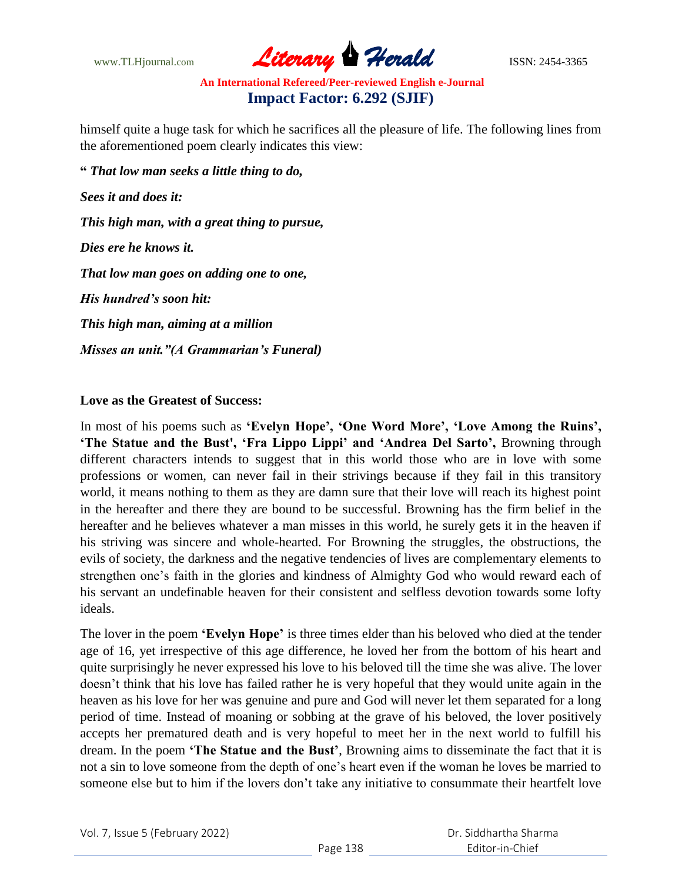himself quite a huge task for which he sacrifices all the pleasure of life. The following lines from the aforementioned poem clearly indicates this view:

**" *That low man seeks a little thing to do,***

***Sees it and does it:***

***This high man, with a great thing to pursue,***

***Dies ere he knows it.***

***That low man goes on adding one to one,***

***His hundred's soon hit:***

***This high man, aiming at a million***

***Misses an unit."(A Grammarian's Funeral)***

**Love as the Greatest of Success:**

In most of his poems such as **'Evelyn Hope', 'One Word More', 'Love Among the Ruins', 'The Statue and the Bust', 'Fra Lippo Lippi' and 'Andrea Del Sarto',** Browning through different characters intends to suggest that in this world those who are in love with some professions or women, can never fail in their strivings because if they fail in this transitory world, it means nothing to them as they are damn sure that their love will reach its highest point in the hereafter and there they are bound to be successful. Browning has the firm belief in the hereafter and he believes whatever a man misses in this world, he surely gets it in the heaven if his striving was sincere and whole-hearted. For Browning the struggles, the obstructions, the evils of society, the darkness and the negative tendencies of lives are complementary elements to strengthen one's faith in the glories and kindness of Almighty God who would reward each of his servant an undefinable heaven for their consistent and selfless devotion towards some lofty ideals.

The lover in the poem **'Evelyn Hope'** is three times elder than his beloved who died at the tender age of 16, yet irrespective of this age difference, he loved her from the bottom of his heart and quite surprisingly he never expressed his love to his beloved till the time she was alive. The lover doesn't think that his love has failed rather he is very hopeful that they would unite again in the heaven as his love for her was genuine and pure and God will never let them separated for a long period of time. Instead of moaning or sobbing at the grave of his beloved, the lover positively accepts her prematured death and is very hopeful to meet her in the next world to fulfill his dream. In the poem **'The Statue and the Bust'**, Browning aims to disseminate the fact that it is not a sin to love someone from the depth of one's heart even if the woman he loves be married to someone else but to him if the lovers don't take any initiative to consummate their heartfelt love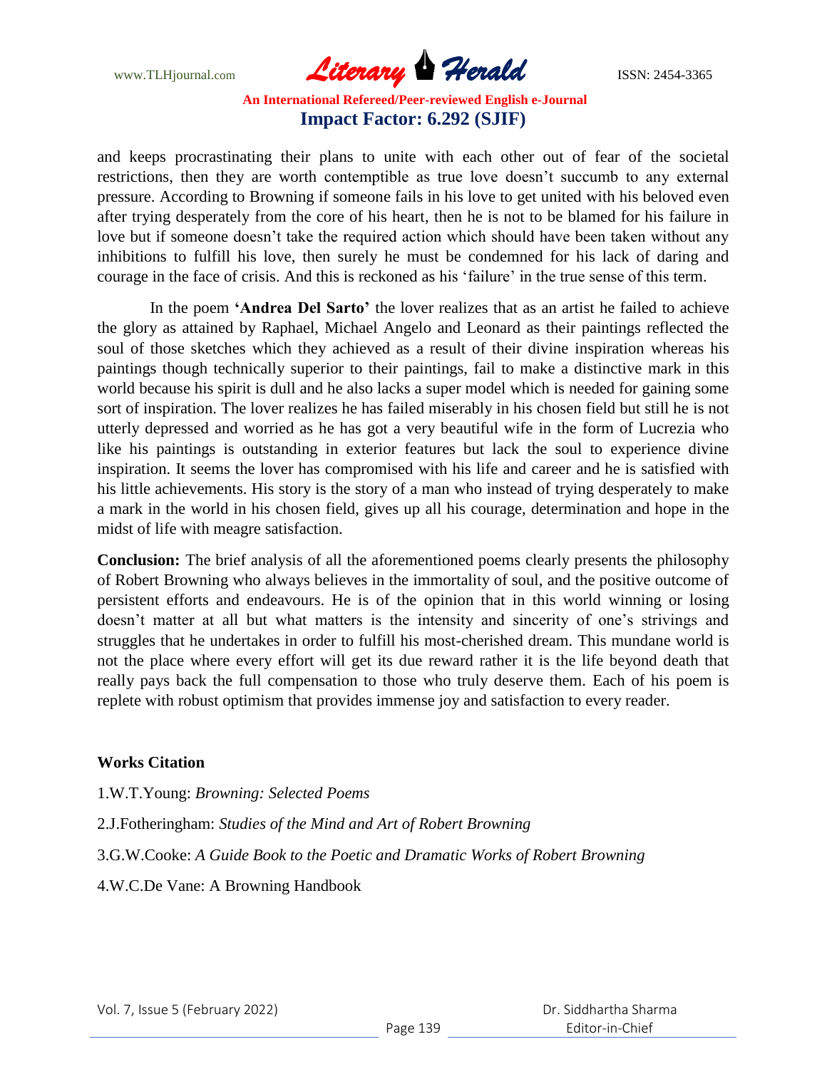and keeps procrastinating their plans to unite with each other out of fear of the societal restrictions, then they are worth contemptible as true love doesn't succumb to any external pressure. According to Browning if someone fails in his love to get united with his beloved even after trying desperately from the core of his heart, then he is not to be blamed for his failure in love but if someone doesn't take the required action which should have been taken without any inhibitions to fulfill his love, then surely he must be condemned for his lack of daring and courage in the face of crisis. And this is reckoned as his 'failure' in the true sense of this term.

In the poem **'Andrea Del Sarto'** the lover realizes that as an artist he failed to achieve the glory as attained by Raphael, Michael Angelo and Leonard as their paintings reflected the soul of those sketches which they achieved as a result of their divine inspiration whereas his paintings though technically superior to their paintings, fail to make a distinctive mark in this world because his spirit is dull and he also lacks a super model which is needed for gaining some sort of inspiration. The lover realizes he has failed miserably in his chosen field but still he is not utterly depressed and worried as he has got a very beautiful wife in the form of Lucrezia who like his paintings is outstanding in exterior features but lack the soul to experience divine inspiration. It seems the lover has compromised with his life and career and he is satisfied with his little achievements. His story is the story of a man who instead of trying desperately to make a mark in the world in his chosen field, gives up all his courage, determination and hope in the midst of life with meagre satisfaction.

**Conclusion:** The brief analysis of all the aforementioned poems clearly presents the philosophy of Robert Browning who always believes in the immortality of soul, and the positive outcome of persistent efforts and endeavours. He is of the opinion that in this world winning or losing doesn't matter at all but what matters is the intensity and sincerity of one's strivings and struggles that he undertakes in order to fulfill his most-cherished dream. This mundane world is not the place where every effort will get its due reward rather it is the life beyond death that really pays back the full compensation to those who truly deserve them. Each of his poem is replete with robust optimism that provides immense joy and satisfaction to every reader.

**Works Citation**

1.W.T.Young: *Browning: Selected Poems*

2.J.Fotheringham: *Studies of the Mind and Art of Robert Browning*

3.G.W.Cooke: *A Guide Book to the Poetic and Dramatic Works of Robert Browning*

4.W.C.De Vane: A Browning Handbook